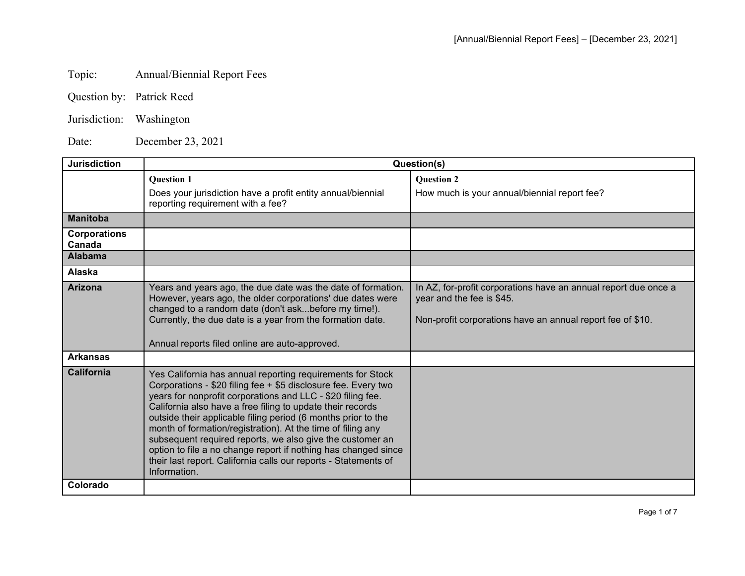Topic: Annual/Biennial Report Fees

Question by: Patrick Reed

Jurisdiction: Washington

Date: December 23, 2021

| Jurisdiction | Question(s) | |
|---|---|---|
| | **Question 1**<br>Does your jurisdiction have a profit entity annual/biennial reporting requirement with a fee? | **Question 2**<br>How much is your annual/biennial report fee? |
| **Manitoba** | | |
| **Corporations Canada** | | |
| **Alabama** | | |
| **Alaska** | | |
| **Arizona** | Years and years ago, the due date was the date of formation. However, years ago, the older corporations' due dates were changed to a random date (don't ask...before my time!). Currently, the due date is a year from the formation date.<br><br>Annual reports filed online are auto-approved. | In AZ, for-profit corporations have an annual report due once a year and the fee is $45.<br><br>Non-profit corporations have an annual report fee of $10. |
| **Arkansas** | | |
| **California** | Yes California has annual reporting requirements for Stock Corporations - $20 filing fee + $5 disclosure fee. Every two years for nonprofit corporations and LLC - $20 filing fee. California also have a free filing to update their records outside their applicable filing period (6 months prior to the month of formation/registration). At the time of filing any subsequent required reports, we also give the customer an option to file a no change report if nothing has changed since their last report. California calls our reports - Statements of Information. | |
| **Colorado** | | |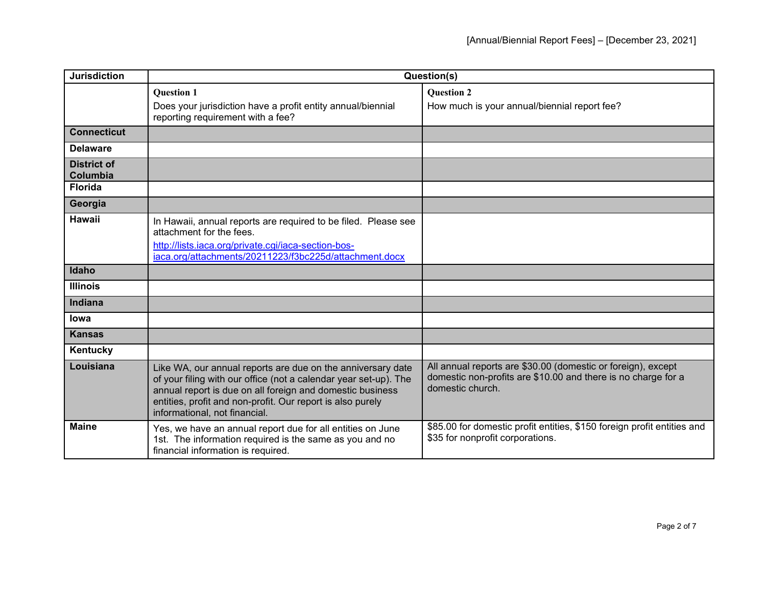| Jurisdiction | Question(s) | |
|---|---|---|
| | **Question 1**<br>Does your jurisdiction have a profit entity annual/biennial reporting requirement with a fee? | **Question 2**<br>How much is your annual/biennial report fee? |
| **Connecticut** | | |
| **Delaware** | | |
| **District of Columbia** | | |
| **Florida** | | |
| **Georgia** | | |
| **Hawaii** | In Hawaii, annual reports are required to be filed. Please see attachment for the fees.<br>http://lists.iaca.org/private.cgi/iaca-section-bos-iaca.org/attachments/20211223/f3bc225d/attachment.docx | |
| **Idaho** | | |
| **Illinois** | | |
| **Indiana** | | |
| **Iowa** | | |
| **Kansas** | | |
| **Kentucky** | | |
| **Louisiana** | Like WA, our annual reports are due on the anniversary date of your filing with our office (not a calendar year set-up). The annual report is due on all foreign and domestic business entities, profit and non-profit. Our report is also purely informational, not financial. | All annual reports are $30.00 (domestic or foreign), except domestic non-profits are $10.00 and there is no charge for a domestic church. |
| **Maine** | Yes, we have an annual report due for all entities on June 1st. The information required is the same as you and no financial information is required. | $85.00 for domestic profit entities, $150 foreign profit entities and $35 for nonprofit corporations. |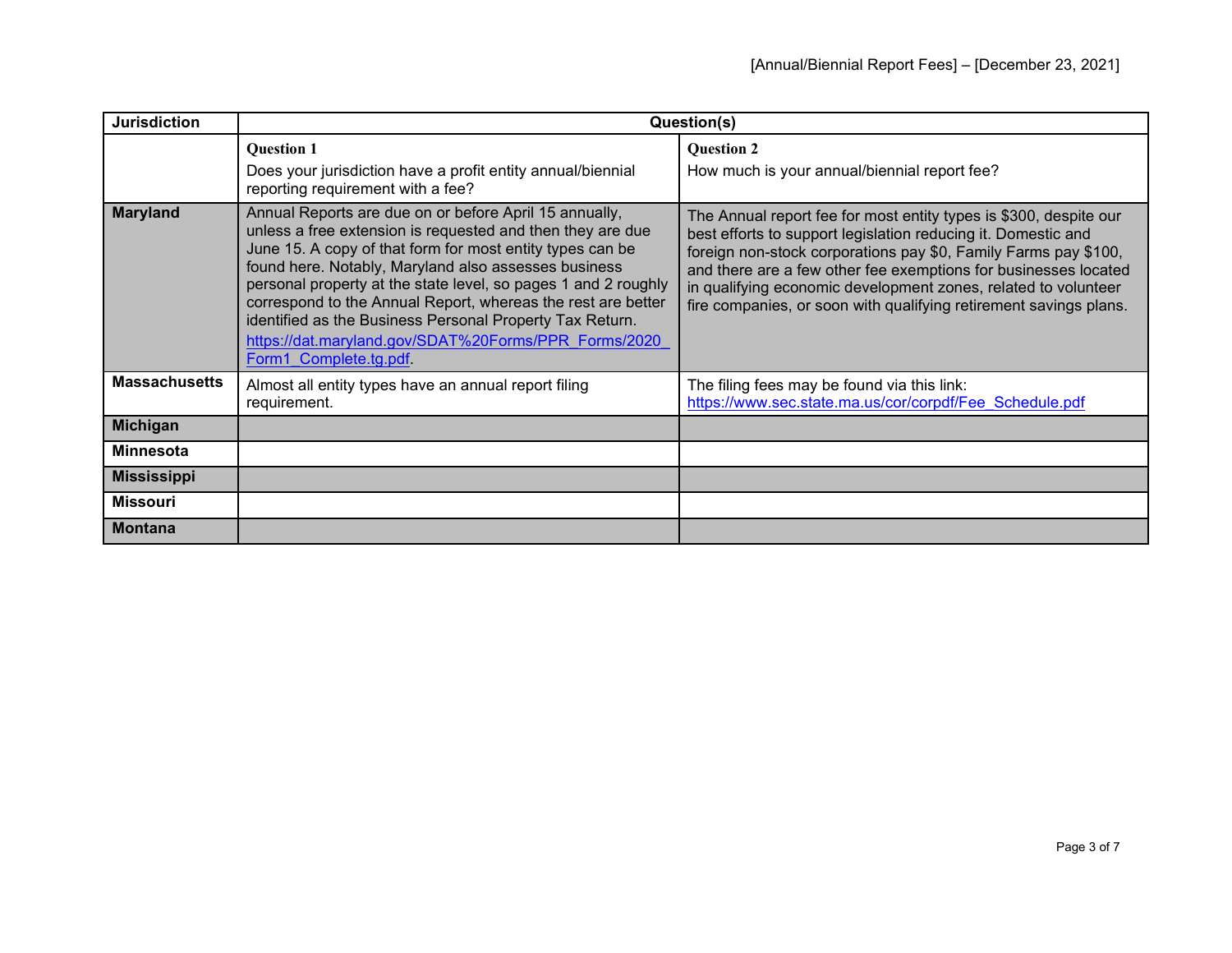| Jurisdiction | Question(s) | |
|---|---|---|
| | **Question 1** Does your jurisdiction have a profit entity annual/biennial reporting requirement with a fee? | **Question 2** How much is your annual/biennial report fee? |
| **Maryland** | Annual Reports are due on or before April 15 annually, unless a free extension is requested and then they are due June 15. A copy of that form for most entity types can be found here. Notably, Maryland also assesses business personal property at the state level, so pages 1 and 2 roughly correspond to the Annual Report, whereas the rest are better identified as the Business Personal Property Tax Return. https://dat.maryland.gov/SDAT%20Forms/PPR_Forms/2020_Form1_Complete.tg.pdf. | The Annual report fee for most entity types is $300, despite our best efforts to support legislation reducing it. Domestic and foreign non-stock corporations pay $0, Family Farms pay $100, and there are a few other fee exemptions for businesses located in qualifying economic development zones, related to volunteer fire companies, or soon with qualifying retirement savings plans. |
| **Massachusetts** | Almost all entity types have an annual report filing requirement. | The filing fees may be found via this link: https://www.sec.state.ma.us/cor/corpdf/Fee_Schedule.pdf |
| **Michigan** | | |
| **Minnesota** | | |
| **Mississippi** | | |
| **Missouri** | | |
| **Montana** | | |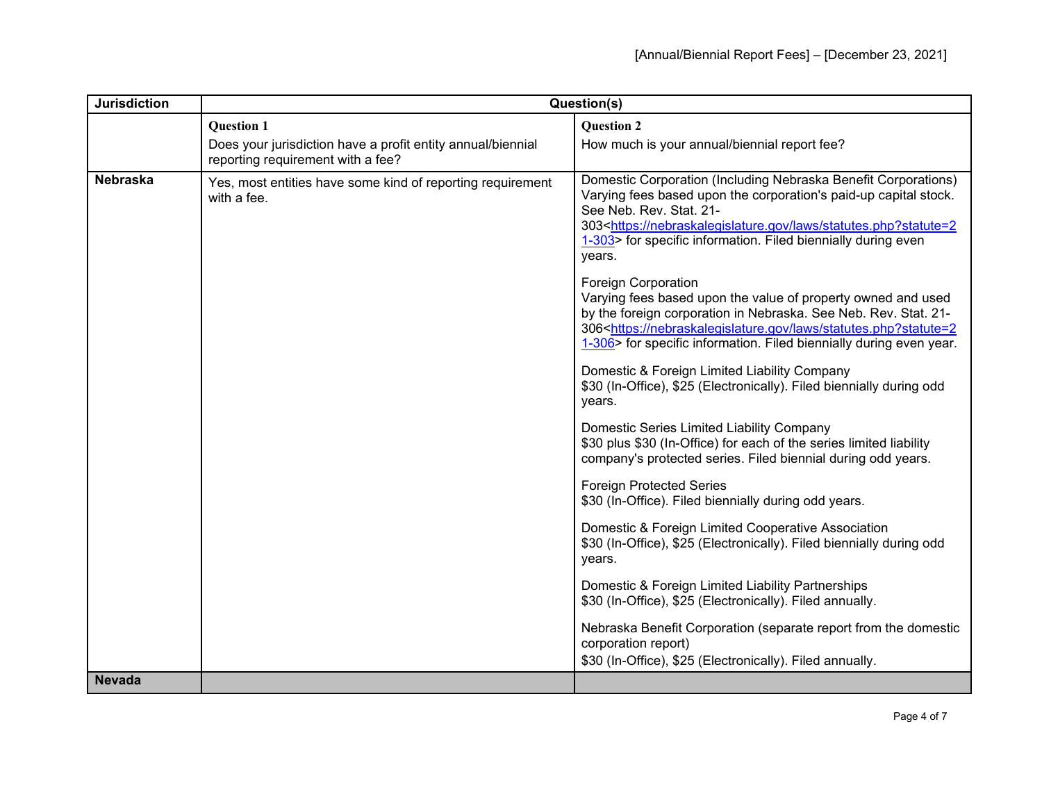| Jurisdiction | Question(s) | |
|---|---|---|
| | **Question 1**<br>Does your jurisdiction have a profit entity annual/biennial reporting requirement with a fee? | **Question 2**<br>How much is your annual/biennial report fee? |
| **Nebraska** | Yes, most entities have some kind of reporting requirement with a fee. | Domestic Corporation (Including Nebraska Benefit Corporations)<br>Varying fees based upon the corporation's paid-up capital stock. See Neb. Rev. Stat. 21-303<https://nebraskalegislature.gov/laws/statutes.php?statute=21-303> for specific information. Filed biennially during even years.<br><br>Foreign Corporation<br>Varying fees based upon the value of property owned and used by the foreign corporation in Nebraska. See Neb. Rev. Stat. 21-306<https://nebraskalegislature.gov/laws/statutes.php?statute=21-306> for specific information. Filed biennially during even year.<br><br>Domestic & Foreign Limited Liability Company<br>$30 (In-Office), $25 (Electronically). Filed biennially during odd years.<br><br>Domestic Series Limited Liability Company<br>$30 plus $30 (In-Office) for each of the series limited liability company's protected series. Filed biennial during odd years.<br><br>Foreign Protected Series<br>$30 (In-Office). Filed biennially during odd years.<br><br>Domestic & Foreign Limited Cooperative Association<br>$30 (In-Office), $25 (Electronically). Filed biennially during odd years.<br><br>Domestic & Foreign Limited Liability Partnerships<br>$30 (In-Office), $25 (Electronically). Filed annually.<br><br>Nebraska Benefit Corporation (separate report from the domestic corporation report)<br>$30 (In-Office), $25 (Electronically). Filed annually. |
| **Nevada** | | |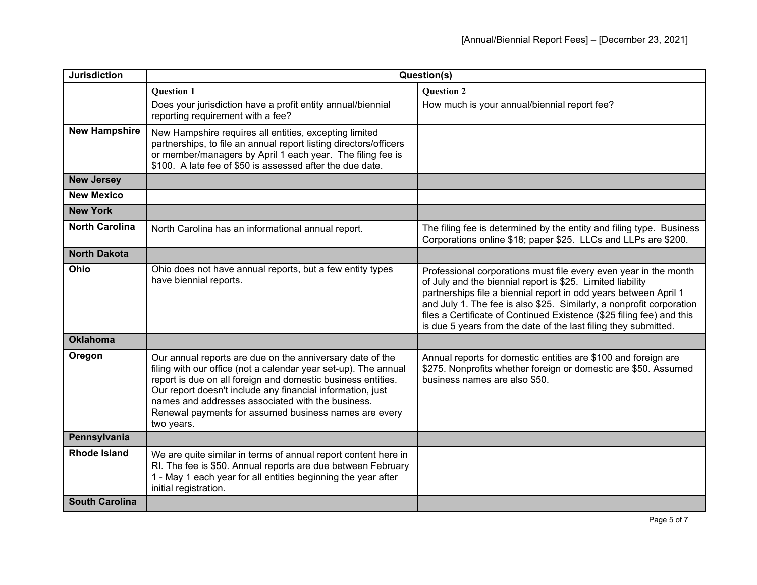| Jurisdiction | Question(s) | |
|---|---|---|
| | **Question 1**<br>Does your jurisdiction have a profit entity annual/biennial reporting requirement with a fee? | **Question 2**<br>How much is your annual/biennial report fee? |
| **New Hampshire** | New Hampshire requires all entities, excepting limited partnerships, to file an annual report listing directors/officers or member/managers by April 1 each year. The filing fee is $100. A late fee of $50 is assessed after the due date. | |
| **New Jersey** | | |
| **New Mexico** | | |
| **New York** | | |
| **North Carolina** | North Carolina has an informational annual report. | The filing fee is determined by the entity and filing type. Business Corporations online $18; paper $25. LLCs and LLPs are $200. |
| **North Dakota** | | |
| **Ohio** | Ohio does not have annual reports, but a few entity types have biennial reports. | Professional corporations must file every even year in the month of July and the biennial report is $25. Limited liability partnerships file a biennial report in odd years between April 1 and July 1. The fee is also $25. Similarly, a nonprofit corporation files a Certificate of Continued Existence ($25 filing fee) and this is due 5 years from the date of the last filing they submitted. |
| **Oklahoma** | | |
| **Oregon** | Our annual reports are due on the anniversary date of the filing with our office (not a calendar year set-up). The annual report is due on all foreign and domestic business entities. Our report doesn't include any financial information, just names and addresses associated with the business. Renewal payments for assumed business names are every two years. | Annual reports for domestic entities are $100 and foreign are $275. Nonprofits whether foreign or domestic are $50. Assumed business names are also $50. |
| **Pennsylvania** | | |
| **Rhode Island** | We are quite similar in terms of annual report content here in RI. The fee is $50. Annual reports are due between February 1 - May 1 each year for all entities beginning the year after initial registration. | |
| **South Carolina** | | |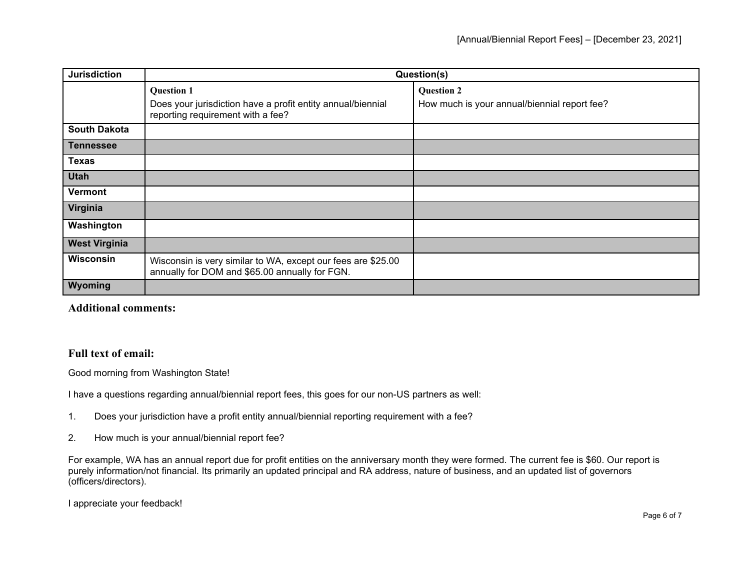| Jurisdiction | Question(s) | |
|---|---|---|
| | **Question 1**<br>Does your jurisdiction have a profit entity annual/biennial reporting requirement with a fee? | **Question 2**<br>How much is your annual/biennial report fee? |
| **South Dakota** | | |
| **Tennessee** | | |
| **Texas** | | |
| **Utah** | | |
| **Vermont** | | |
| **Virginia** | | |
| **Washington** | | |
| **West Virginia** | | |
| **Wisconsin** | Wisconsin is very similar to WA, except our fees are $25.00 annually for DOM and $65.00 annually for FGN. | |
| **Wyoming** | | |

**Additional comments:**

**Full text of email:**

Good morning from Washington State!

I have a questions regarding annual/biennial report fees, this goes for our non-US partners as well:

1. Does your jurisdiction have a profit entity annual/biennial reporting requirement with a fee?

2. How much is your annual/biennial report fee?

For example, WA has an annual report due for profit entities on the anniversary month they were formed. The current fee is $60. Our report is purely information/not financial. Its primarily an updated principal and RA address, nature of business, and an updated list of governors (officers/directors).

I appreciate your feedback!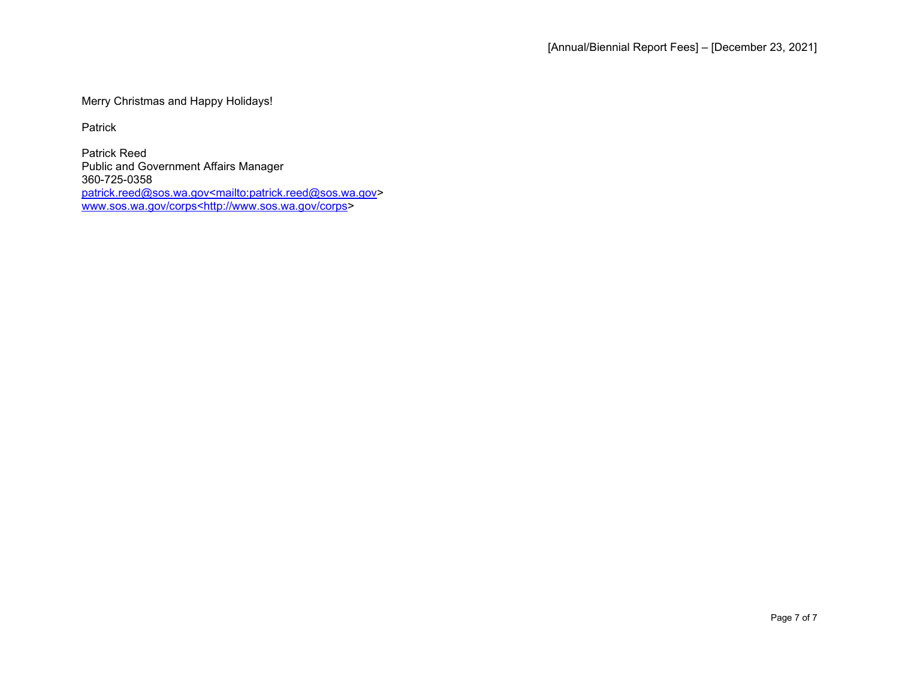Merry Christmas and Happy Holidays!

Patrick

Patrick Reed
Public and Government Affairs Manager
360-725-0358
patrick.reed@sos.wa.gov<mailto:patrick.reed@sos.wa.gov>
www.sos.wa.gov/corps<http://www.sos.wa.gov/corps>